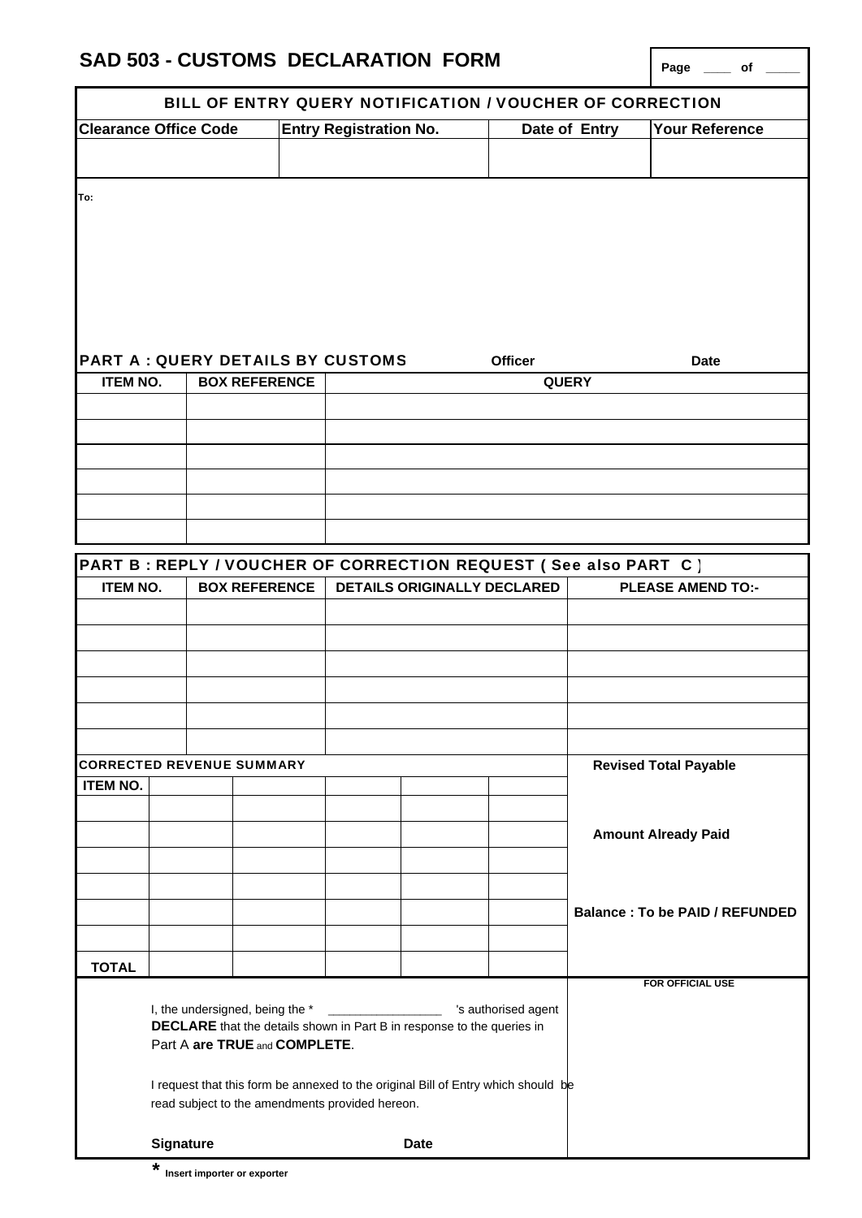# SAD 503 - CUSTOMS DECLARATION FORM

Page ____ of _____

## BILL OF ENTRY QUERY NOTIFICATION / VOUCHER OF CORRECTION

| Clearance Office Code | Entry Registration No. | Date of Entry | Your Reference |
|---|---|---|---|
| | | | |

To:

## PART A : QUERY DETAILS BY CUSTOMS

Officer | Date

| ITEM NO. | BOX REFERENCE | QUERY |
|---|---|---|
| | | |
| | | |
| | | |
| | | |
| | | |
| | | |

## PART B : REPLY / VOUCHER OF CORRECTION REQUEST ( See also PART C )

| ITEM NO. | BOX REFERENCE | DETAILS ORIGINALLY DECLARED | PLEASE AMEND TO:- |
|---|---|---|---|
| | | | |
| | | | |
| | | | |
| | | | |
| | | | |
| | | | |

**CORRECTED REVENUE SUMMARY**

| ITEM NO. | | | | | |
|---|---|---|---|---|---|
| | | | | | |
| | | | | | |
| | | | | | |
| | | | | | |
| | | | | | |
| | | | | | |
| TOTAL | | | | | |

**Revised Total Payable**

**Amount Already Paid**

**Balance : To be PAID / REFUNDED**

FOR OFFICIAL USE

I, the undersigned, being the * ________________ 's authorised agent **DECLARE** that the details shown in Part B in response to the queries in Part A **are TRUE** and **COMPLETE**.

I request that this form be annexed to the original Bill of Entry which should be read subject to the amendments provided hereon.

**Signature** **Date**

* Insert importer or exporter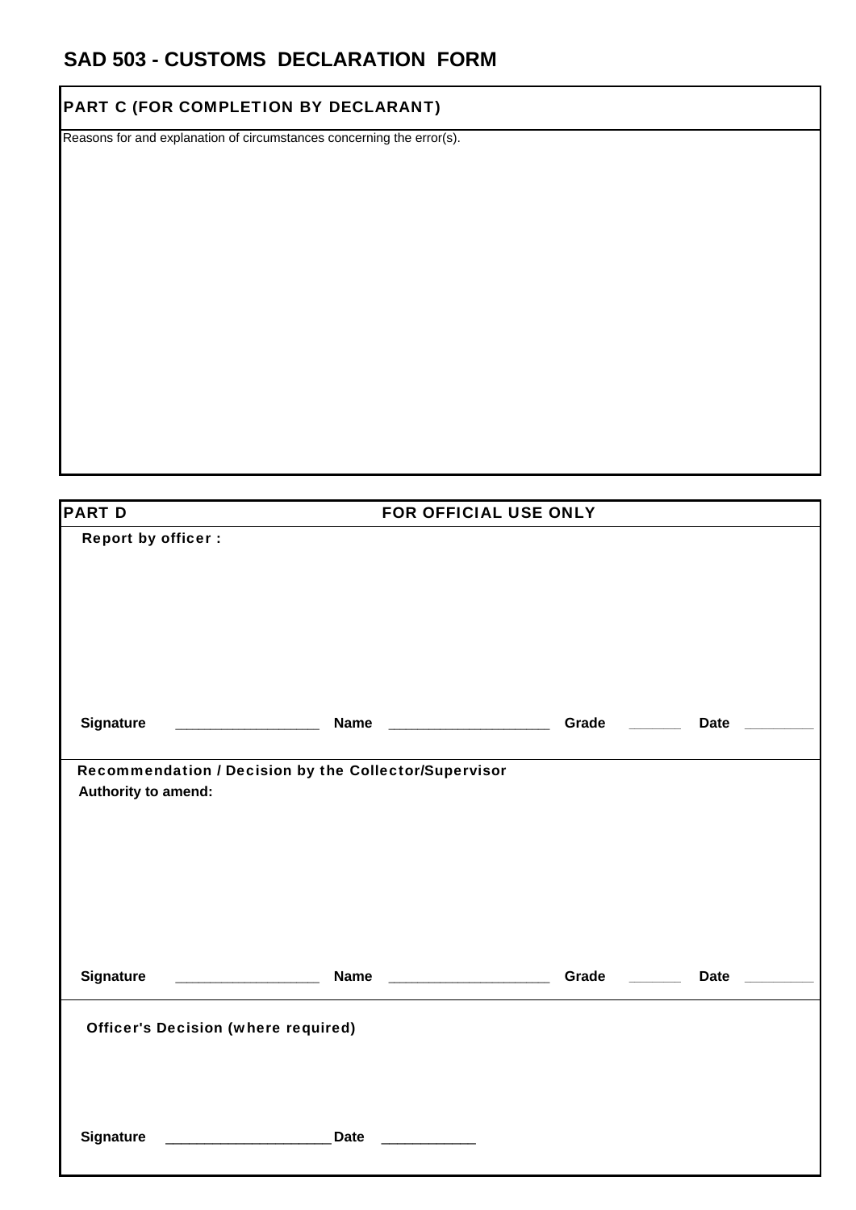# SAD 503 - CUSTOMS DECLARATION FORM

## PART C (FOR COMPLETION BY DECLARANT)

Reasons for and explanation of circumstances concerning the error(s).

## PART D FOR OFFICIAL USE ONLY

**Report by officer :**

**Signature** _________________ **Name** ___________________ **Grade** ______ **Date** ________

**Recommendation / Decision by the Collector/Supervisor**

**Authority to amend:**

**Signature** _________________ **Name** ___________________ **Grade** ______ **Date** ________

**Officer's Decision (where required)**

**Signature** ____________________ **Date** ___________